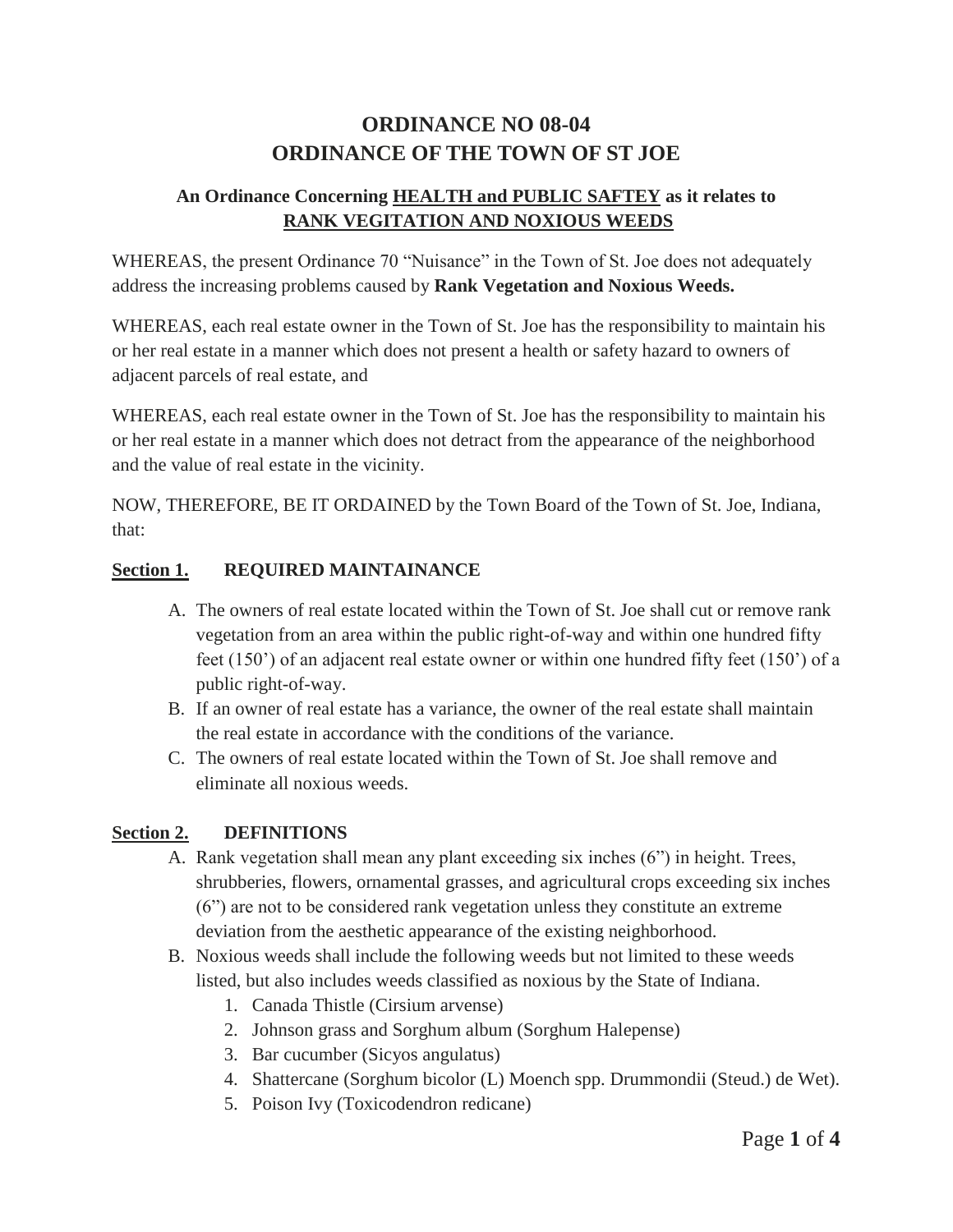# ORDINANCE NO 08-04
# ORDINANCE OF THE TOWN OF ST JOE

### An Ordinance Concerning <u>HEALTH and PUBLIC SAFTEY</u> as it relates to <u>RANK VEGITATION AND NOXIOUS WEEDS</u>

WHEREAS, the present Ordinance 70 "Nuisance" in the Town of St. Joe does not adequately address the increasing problems caused by **Rank Vegetation and Noxious Weeds.**

WHEREAS, each real estate owner in the Town of St. Joe has the responsibility to maintain his or her real estate in a manner which does not present a health or safety hazard to owners of adjacent parcels of real estate, and

WHEREAS, each real estate owner in the Town of St. Joe has the responsibility to maintain his or her real estate in a manner which does not detract from the appearance of the neighborhood and the value of real estate in the vicinity.

NOW, THEREFORE, BE IT ORDAINED by the Town Board of the Town of St. Joe, Indiana, that:

## <u>Section 1.</u> REQUIRED MAINTAINANCE

A. The owners of real estate located within the Town of St. Joe shall cut or remove rank vegetation from an area within the public right-of-way and within one hundred fifty feet (150') of an adjacent real estate owner or within one hundred fifty feet (150') of a public right-of-way.
B. If an owner of real estate has a variance, the owner of the real estate shall maintain the real estate in accordance with the conditions of the variance.
C. The owners of real estate located within the Town of St. Joe shall remove and eliminate all noxious weeds.

## <u>Section 2.</u> DEFINITIONS

A. Rank vegetation shall mean any plant exceeding six inches (6") in height. Trees, shrubberies, flowers, ornamental grasses, and agricultural crops exceeding six inches (6") are not to be considered rank vegetation unless they constitute an extreme deviation from the aesthetic appearance of the existing neighborhood.
B. Noxious weeds shall include the following weeds but not limited to these weeds listed, but also includes weeds classified as noxious by the State of Indiana.
   1. Canada Thistle (Cirsium arvense)
   2. Johnson grass and Sorghum album (Sorghum Halepense)
   3. Bar cucumber (Sicyos angulatus)
   4. Shattercane (Sorghum bicolor (L) Moench spp. Drummondii (Steud.) de Wet).
   5. Poison Ivy (Toxicodendron redicane)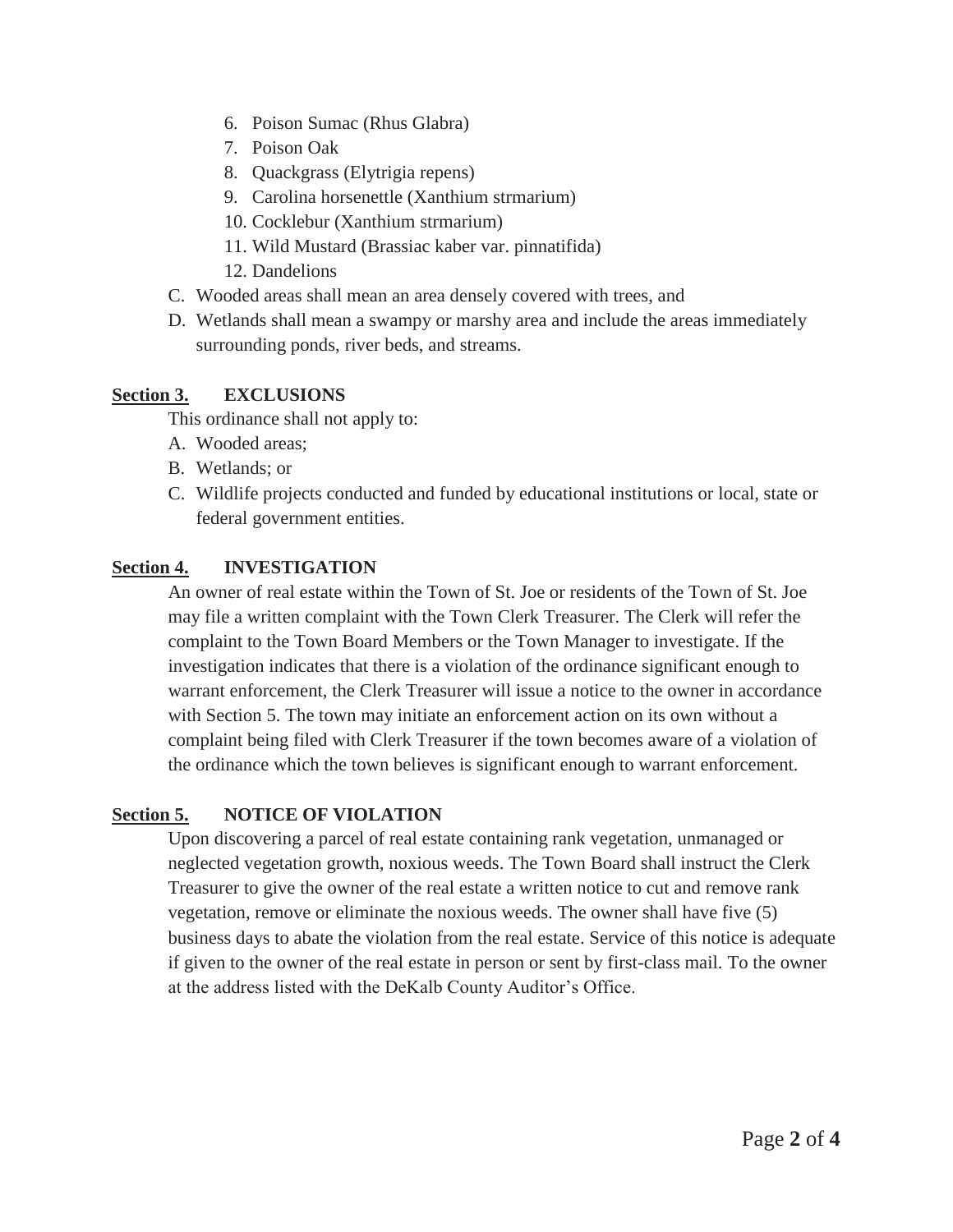6. Poison Sumac (Rhus Glabra)
7. Poison Oak
8. Quackgrass (Elytrigia repens)
9. Carolina horsenettle (Xanthium strmarium)
10. Cocklebur (Xanthium strmarium)
11. Wild Mustard (Brassiac kaber var. pinnatifida)
12. Dandelions

C. Wooded areas shall mean an area densely covered with trees, and

D. Wetlands shall mean a swampy or marshy area and include the areas immediately surrounding ponds, river beds, and streams.

**Section 3. EXCLUSIONS**

This ordinance shall not apply to:

A. Wooded areas;

B. Wetlands; or

C. Wildlife projects conducted and funded by educational institutions or local, state or federal government entities.

**Section 4. INVESTIGATION**

An owner of real estate within the Town of St. Joe or residents of the Town of St. Joe may file a written complaint with the Town Clerk Treasurer. The Clerk will refer the complaint to the Town Board Members or the Town Manager to investigate. If the investigation indicates that there is a violation of the ordinance significant enough to warrant enforcement, the Clerk Treasurer will issue a notice to the owner in accordance with Section 5. The town may initiate an enforcement action on its own without a complaint being filed with Clerk Treasurer if the town becomes aware of a violation of the ordinance which the town believes is significant enough to warrant enforcement.

**Section 5. NOTICE OF VIOLATION**

Upon discovering a parcel of real estate containing rank vegetation, unmanaged or neglected vegetation growth, noxious weeds. The Town Board shall instruct the Clerk Treasurer to give the owner of the real estate a written notice to cut and remove rank vegetation, remove or eliminate the noxious weeds. The owner shall have five (5) business days to abate the violation from the real estate. Service of this notice is adequate if given to the owner of the real estate in person or sent by first-class mail. To the owner at the address listed with the DeKalb County Auditor's Office.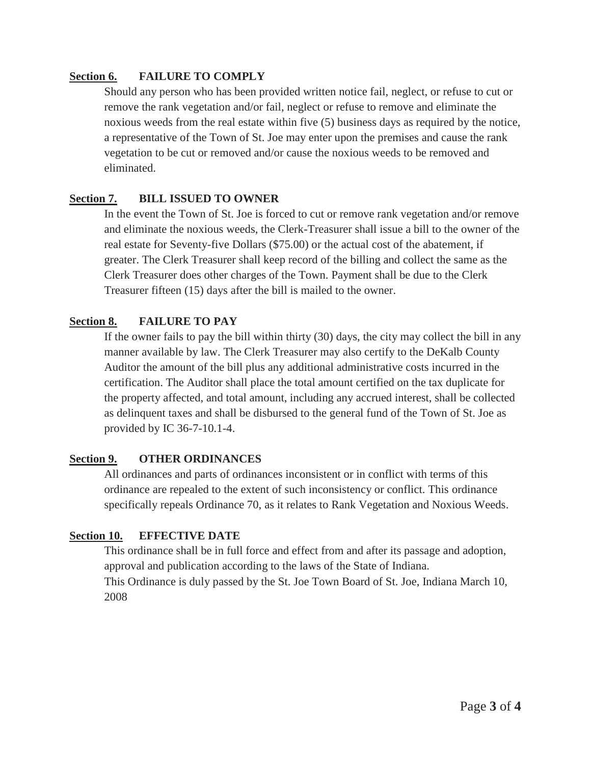**Section 6.** **FAILURE TO COMPLY**

Should any person who has been provided written notice fail, neglect, or refuse to cut or remove the rank vegetation and/or fail, neglect or refuse to remove and eliminate the noxious weeds from the real estate within five (5) business days as required by the notice, a representative of the Town of St. Joe may enter upon the premises and cause the rank vegetation to be cut or removed and/or cause the noxious weeds to be removed and eliminated.

**Section 7.** **BILL ISSUED TO OWNER**

In the event the Town of St. Joe is forced to cut or remove rank vegetation and/or remove and eliminate the noxious weeds, the Clerk-Treasurer shall issue a bill to the owner of the real estate for Seventy-five Dollars ($75.00) or the actual cost of the abatement, if greater. The Clerk Treasurer shall keep record of the billing and collect the same as the Clerk Treasurer does other charges of the Town. Payment shall be due to the Clerk Treasurer fifteen (15) days after the bill is mailed to the owner.

**Section 8.** **FAILURE TO PAY**

If the owner fails to pay the bill within thirty (30) days, the city may collect the bill in any manner available by law. The Clerk Treasurer may also certify to the DeKalb County Auditor the amount of the bill plus any additional administrative costs incurred in the certification. The Auditor shall place the total amount certified on the tax duplicate for the property affected, and total amount, including any accrued interest, shall be collected as delinquent taxes and shall be disbursed to the general fund of the Town of St. Joe as provided by IC 36-7-10.1-4.

**Section 9.** **OTHER ORDINANCES**

All ordinances and parts of ordinances inconsistent or in conflict with terms of this ordinance are repealed to the extent of such inconsistency or conflict. This ordinance specifically repeals Ordinance 70, as it relates to Rank Vegetation and Noxious Weeds.

**Section 10.** **EFFECTIVE DATE**

This ordinance shall be in full force and effect from and after its passage and adoption, approval and publication according to the laws of the State of Indiana.

This Ordinance is duly passed by the St. Joe Town Board of St. Joe, Indiana March 10, 2008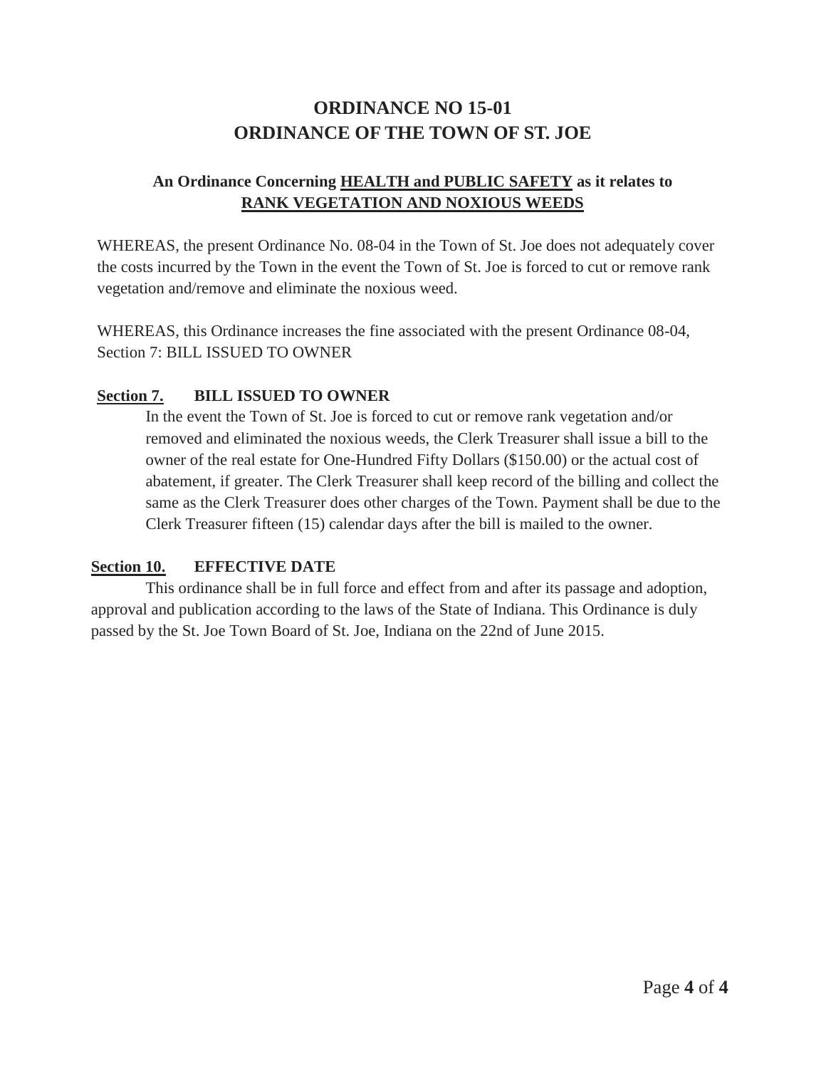# ORDINANCE NO 15-01
# ORDINANCE OF THE TOWN OF ST. JOE

### An Ordinance Concerning HEALTH and PUBLIC SAFETY as it relates to RANK VEGETATION AND NOXIOUS WEEDS

WHEREAS, the present Ordinance No. 08-04 in the Town of St. Joe does not adequately cover the costs incurred by the Town in the event the Town of St. Joe is forced to cut or remove rank vegetation and/remove and eliminate the noxious weed.

WHEREAS, this Ordinance increases the fine associated with the present Ordinance 08-04, Section 7: BILL ISSUED TO OWNER

**Section 7. BILL ISSUED TO OWNER**

In the event the Town of St. Joe is forced to cut or remove rank vegetation and/or removed and eliminated the noxious weeds, the Clerk Treasurer shall issue a bill to the owner of the real estate for One-Hundred Fifty Dollars ($150.00) or the actual cost of abatement, if greater. The Clerk Treasurer shall keep record of the billing and collect the same as the Clerk Treasurer does other charges of the Town. Payment shall be due to the Clerk Treasurer fifteen (15) calendar days after the bill is mailed to the owner.

**Section 10. EFFECTIVE DATE**

This ordinance shall be in full force and effect from and after its passage and adoption, approval and publication according to the laws of the State of Indiana. This Ordinance is duly passed by the St. Joe Town Board of St. Joe, Indiana on the 22nd of June 2015.